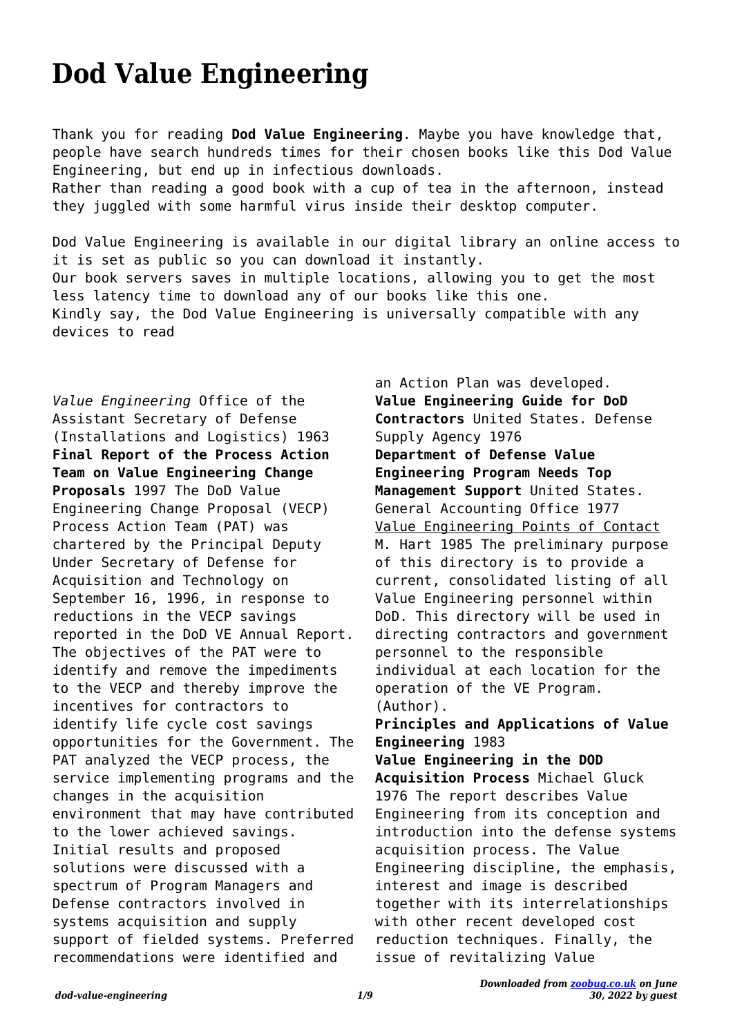# Dod Value Engineering

Thank you for reading **Dod Value Engineering**. Maybe you have knowledge that, people have search hundreds times for their chosen books like this Dod Value Engineering, but end up in infectious downloads.
Rather than reading a good book with a cup of tea in the afternoon, instead they juggled with some harmful virus inside their desktop computer.

Dod Value Engineering is available in our digital library an online access to it is set as public so you can download it instantly.
Our book servers saves in multiple locations, allowing you to get the most less latency time to download any of our books like this one.
Kindly say, the Dod Value Engineering is universally compatible with any devices to read

*Value Engineering* Office of the Assistant Secretary of Defense (Installations and Logistics) 1963
**Final Report of the Process Action Team on Value Engineering Change Proposals** 1997 The DoD Value Engineering Change Proposal (VECP) Process Action Team (PAT) was chartered by the Principal Deputy Under Secretary of Defense for Acquisition and Technology on September 16, 1996, in response to reductions in the VECP savings reported in the DoD VE Annual Report. The objectives of the PAT were to identify and remove the impediments to the VECP and thereby improve the incentives for contractors to identify life cycle cost savings opportunities for the Government. The PAT analyzed the VECP process, the service implementing programs and the changes in the acquisition environment that may have contributed to the lower achieved savings. Initial results and proposed solutions were discussed with a spectrum of Program Managers and Defense contractors involved in systems acquisition and supply support of fielded systems. Preferred recommendations were identified and an Action Plan was developed.
**Value Engineering Guide for DoD Contractors** United States. Defense Supply Agency 1976
**Department of Defense Value Engineering Program Needs Top Management Support** United States. General Accounting Office 1977
Value Engineering Points of Contact M. Hart 1985 The preliminary purpose of this directory is to provide a current, consolidated listing of all Value Engineering personnel within DoD. This directory will be used in directing contractors and government personnel to the responsible individual at each location for the operation of the VE Program. (Author).
**Principles and Applications of Value Engineering** 1983
**Value Engineering in the DOD Acquisition Process** Michael Gluck 1976 The report describes Value Engineering from its conception and introduction into the defense systems acquisition process. The Value Engineering discipline, the emphasis, interest and image is described together with its interrelationships with other recent developed cost reduction techniques. Finally, the issue of revitalizing Value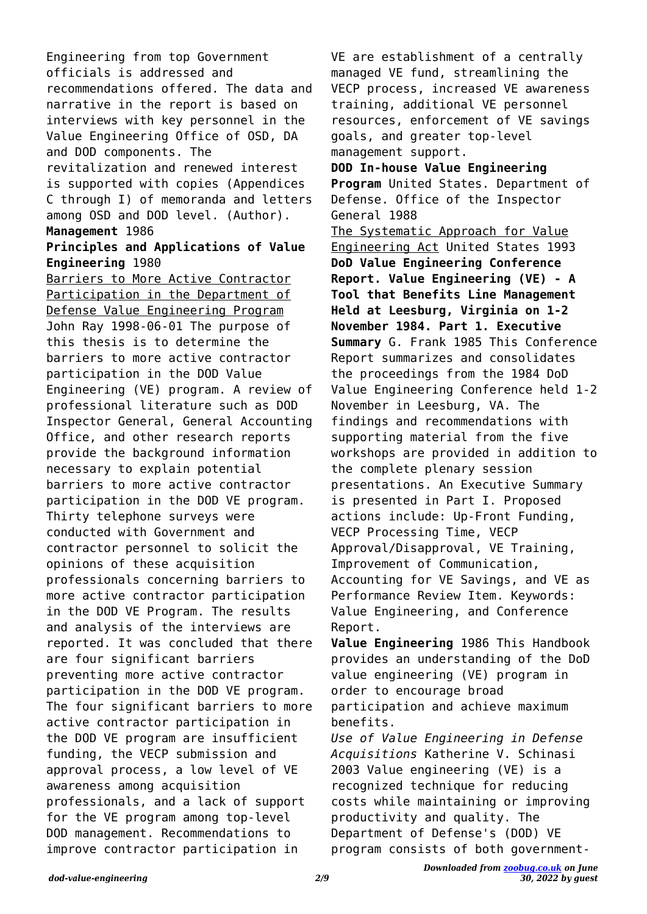Engineering from top Government officials is addressed and recommendations offered. The data and narrative in the report is based on interviews with key personnel in the Value Engineering Office of OSD, DA and DOD components. The revitalization and renewed interest is supported with copies (Appendices C through I) of memoranda and letters among OSD and DOD level. (Author).

**Management** 1986

**Principles and Applications of Value Engineering** 1980

Barriers to More Active Contractor Participation in the Department of Defense Value Engineering Program John Ray 1998-06-01 The purpose of this thesis is to determine the barriers to more active contractor participation in the DOD Value Engineering (VE) program. A review of professional literature such as DOD Inspector General, General Accounting Office, and other research reports provide the background information necessary to explain potential barriers to more active contractor participation in the DOD VE program. Thirty telephone surveys were conducted with Government and contractor personnel to solicit the opinions of these acquisition professionals concerning barriers to more active contractor participation in the DOD VE Program. The results and analysis of the interviews are reported. It was concluded that there are four significant barriers preventing more active contractor participation in the DOD VE program. The four significant barriers to more active contractor participation in the DOD VE program are insufficient funding, the VECP submission and approval process, a low level of VE awareness among acquisition professionals, and a lack of support for the VE program among top-level DOD management. Recommendations to improve contractor participation in VE are establishment of a centrally managed VE fund, streamlining the VECP process, increased VE awareness training, additional VE personnel resources, enforcement of VE savings goals, and greater top-level management support.

**DOD In-house Value Engineering Program** United States. Department of Defense. Office of the Inspector General 1988

The Systematic Approach for Value Engineering Act United States 1993

**DoD Value Engineering Conference Report. Value Engineering (VE) - A Tool that Benefits Line Management Held at Leesburg, Virginia on 1-2 November 1984. Part 1. Executive Summary** G. Frank 1985 This Conference Report summarizes and consolidates the proceedings from the 1984 DoD Value Engineering Conference held 1-2 November in Leesburg, VA. The findings and recommendations with supporting material from the five workshops are provided in addition to the complete plenary session presentations. An Executive Summary is presented in Part I. Proposed actions include: Up-Front Funding, VECP Processing Time, VECP Approval/Disapproval, VE Training, Improvement of Communication, Accounting for VE Savings, and VE as Performance Review Item. Keywords: Value Engineering, and Conference Report.

**Value Engineering** 1986 This Handbook provides an understanding of the DoD value engineering (VE) program in order to encourage broad participation and achieve maximum benefits.

*Use of Value Engineering in Defense Acquisitions* Katherine V. Schinasi 2003 Value engineering (VE) is a recognized technique for reducing costs while maintaining or improving productivity and quality. The Department of Defense's (DOD) VE program consists of both government-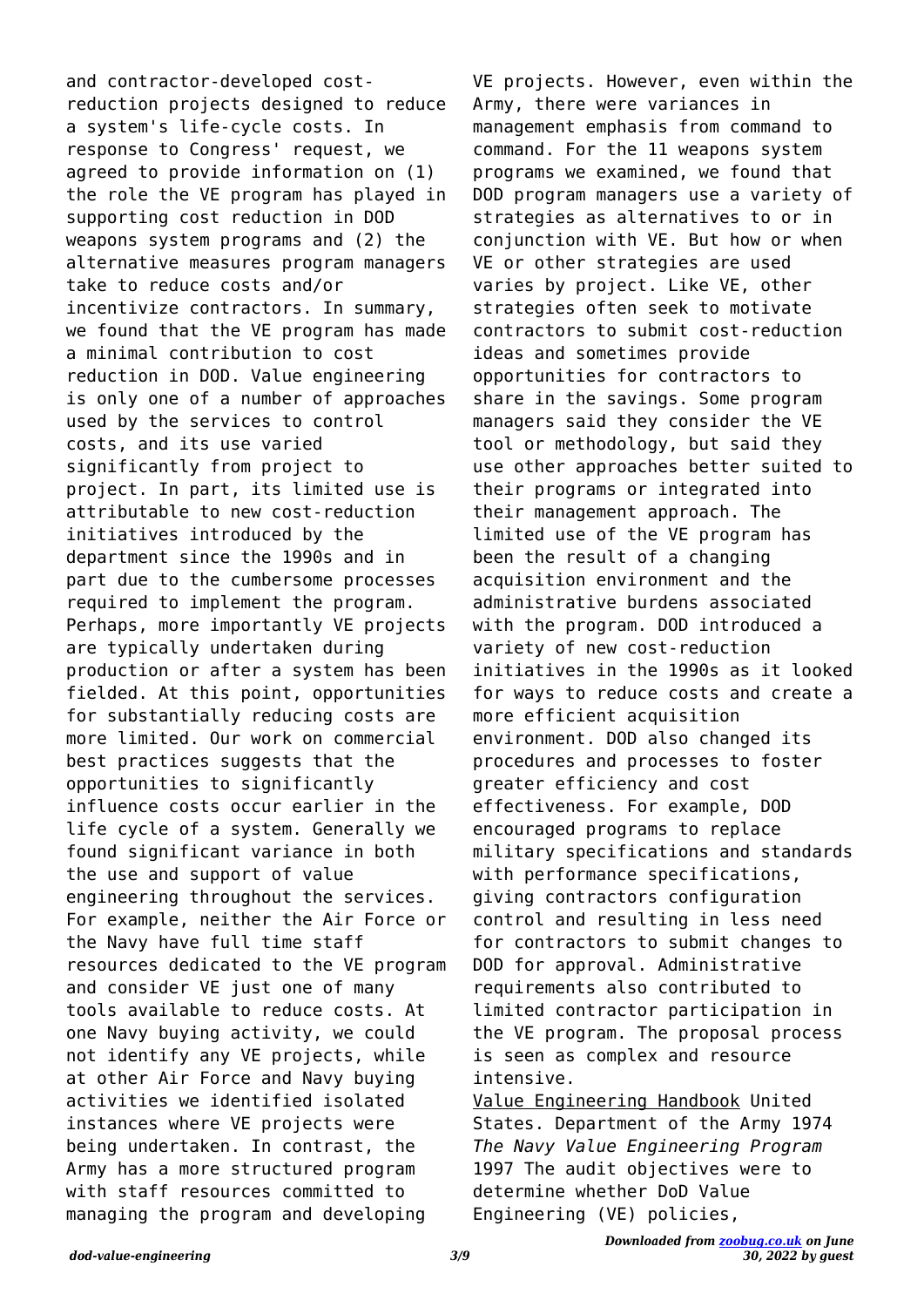and contractor-developed cost-reduction projects designed to reduce a system's life-cycle costs. In response to Congress' request, we agreed to provide information on (1) the role the VE program has played in supporting cost reduction in DOD weapons system programs and (2) the alternative measures program managers take to reduce costs and/or incentivize contractors. In summary, we found that the VE program has made a minimal contribution to cost reduction in DOD. Value engineering is only one of a number of approaches used by the services to control costs, and its use varied significantly from project to project. In part, its limited use is attributable to new cost-reduction initiatives introduced by the department since the 1990s and in part due to the cumbersome processes required to implement the program. Perhaps, more importantly VE projects are typically undertaken during production or after a system has been fielded. At this point, opportunities for substantially reducing costs are more limited. Our work on commercial best practices suggests that the opportunities to significantly influence costs occur earlier in the life cycle of a system. Generally we found significant variance in both the use and support of value engineering throughout the services. For example, neither the Air Force or the Navy have full time staff resources dedicated to the VE program and consider VE just one of many tools available to reduce costs. At one Navy buying activity, we could not identify any VE projects, while at other Air Force and Navy buying activities we identified isolated instances where VE projects were being undertaken. In contrast, the Army has a more structured program with staff resources committed to managing the program and developing VE projects. However, even within the Army, there were variances in management emphasis from command to command. For the 11 weapons system programs we examined, we found that DOD program managers use a variety of strategies as alternatives to or in conjunction with VE. But how or when VE or other strategies are used varies by project. Like VE, other strategies often seek to motivate contractors to submit cost-reduction ideas and sometimes provide opportunities for contractors to share in the savings. Some program managers said they consider the VE tool or methodology, but said they use other approaches better suited to their programs or integrated into their management approach. The limited use of the VE program has been the result of a changing acquisition environment and the administrative burdens associated with the program. DOD introduced a variety of new cost-reduction initiatives in the 1990s as it looked for ways to reduce costs and create a more efficient acquisition environment. DOD also changed its procedures and processes to foster greater efficiency and cost effectiveness. For example, DOD encouraged programs to replace military specifications and standards with performance specifications, giving contractors configuration control and resulting in less need for contractors to submit changes to DOD for approval. Administrative requirements also contributed to limited contractor participation in the VE program. The proposal process is seen as complex and resource intensive.

Value Engineering Handbook United States. Department of the Army 1974

*The Navy Value Engineering Program* 1997 The audit objectives were to determine whether DoD Value Engineering (VE) policies,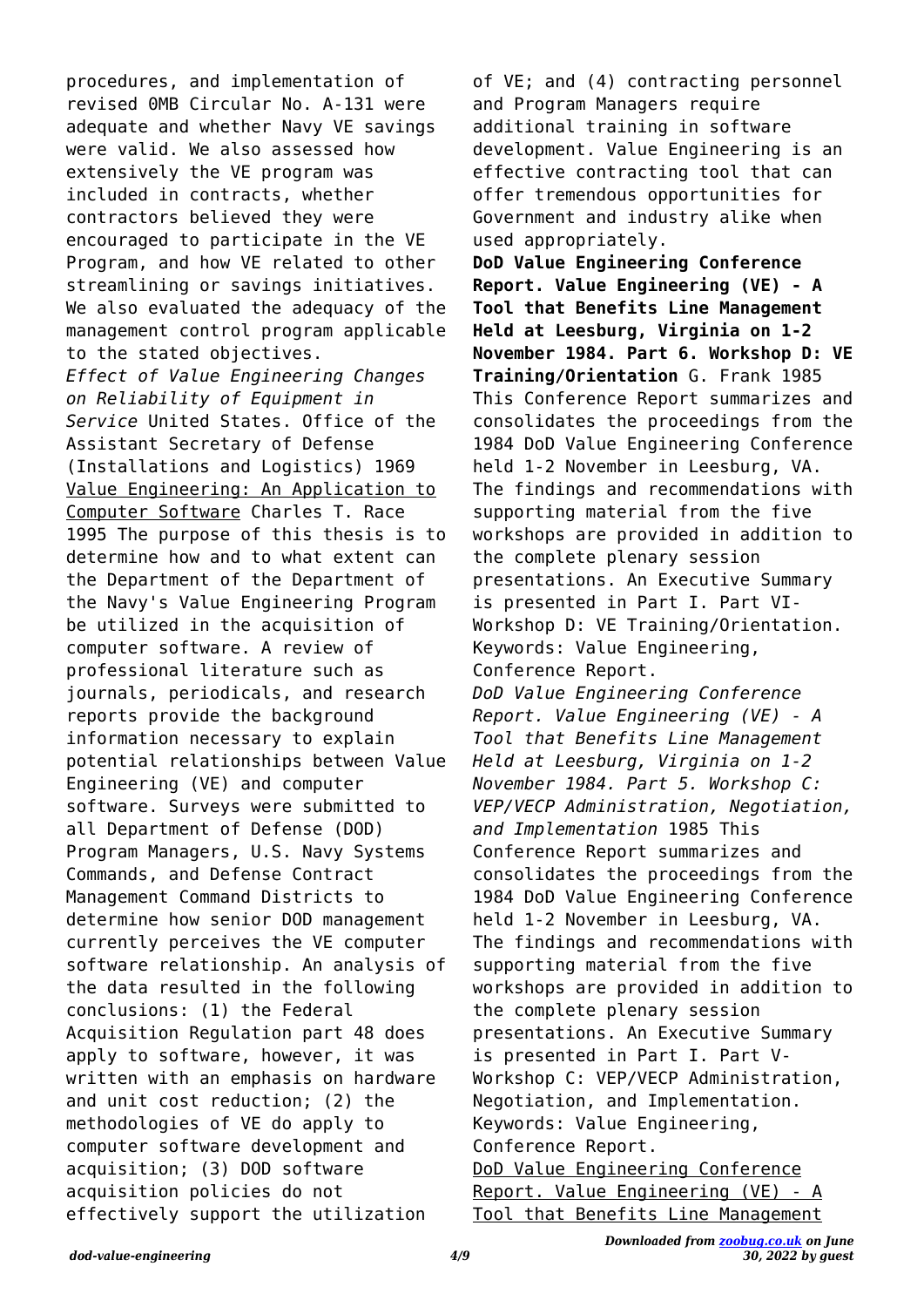procedures, and implementation of revised 0MB Circular No. A-131 were adequate and whether Navy VE savings were valid. We also assessed how extensively the VE program was included in contracts, whether contractors believed they were encouraged to participate in the VE Program, and how VE related to other streamlining or savings initiatives. We also evaluated the adequacy of the management control program applicable to the stated objectives.

*Effect of Value Engineering Changes on Reliability of Equipment in Service* United States. Office of the Assistant Secretary of Defense (Installations and Logistics) 1969

Value Engineering: An Application to Computer Software Charles T. Race 1995 The purpose of this thesis is to determine how and to what extent can the Department of the Department of the Navy's Value Engineering Program be utilized in the acquisition of computer software. A review of professional literature such as journals, periodicals, and research reports provide the background information necessary to explain potential relationships between Value Engineering (VE) and computer software. Surveys were submitted to all Department of Defense (DOD) Program Managers, U.S. Navy Systems Commands, and Defense Contract Management Command Districts to determine how senior DOD management currently perceives the VE computer software relationship. An analysis of the data resulted in the following conclusions: (1) the Federal Acquisition Regulation part 48 does apply to software, however, it was written with an emphasis on hardware and unit cost reduction; (2) the methodologies of VE do apply to computer software development and acquisition; (3) DOD software acquisition policies do not effectively support the utilization of VE; and (4) contracting personnel and Program Managers require additional training in software development. Value Engineering is an effective contracting tool that can offer tremendous opportunities for Government and industry alike when used appropriately.

**DoD Value Engineering Conference Report. Value Engineering (VE) - A Tool that Benefits Line Management Held at Leesburg, Virginia on 1-2 November 1984. Part 6. Workshop D: VE Training/Orientation** G. Frank 1985 This Conference Report summarizes and consolidates the proceedings from the 1984 DoD Value Engineering Conference held 1-2 November in Leesburg, VA. The findings and recommendations with supporting material from the five workshops are provided in addition to the complete plenary session presentations. An Executive Summary is presented in Part I. Part VI-Workshop D: VE Training/Orientation. Keywords: Value Engineering, Conference Report.

*DoD Value Engineering Conference Report. Value Engineering (VE) - A Tool that Benefits Line Management Held at Leesburg, Virginia on 1-2 November 1984. Part 5. Workshop C: VEP/VECP Administration, Negotiation, and Implementation* 1985 This Conference Report summarizes and consolidates the proceedings from the 1984 DoD Value Engineering Conference held 1-2 November in Leesburg, VA. The findings and recommendations with supporting material from the five workshops are provided in addition to the complete plenary session presentations. An Executive Summary is presented in Part I. Part V-Workshop C: VEP/VECP Administration, Negotiation, and Implementation. Keywords: Value Engineering, Conference Report.

DoD Value Engineering Conference Report. Value Engineering (VE) - A Tool that Benefits Line Management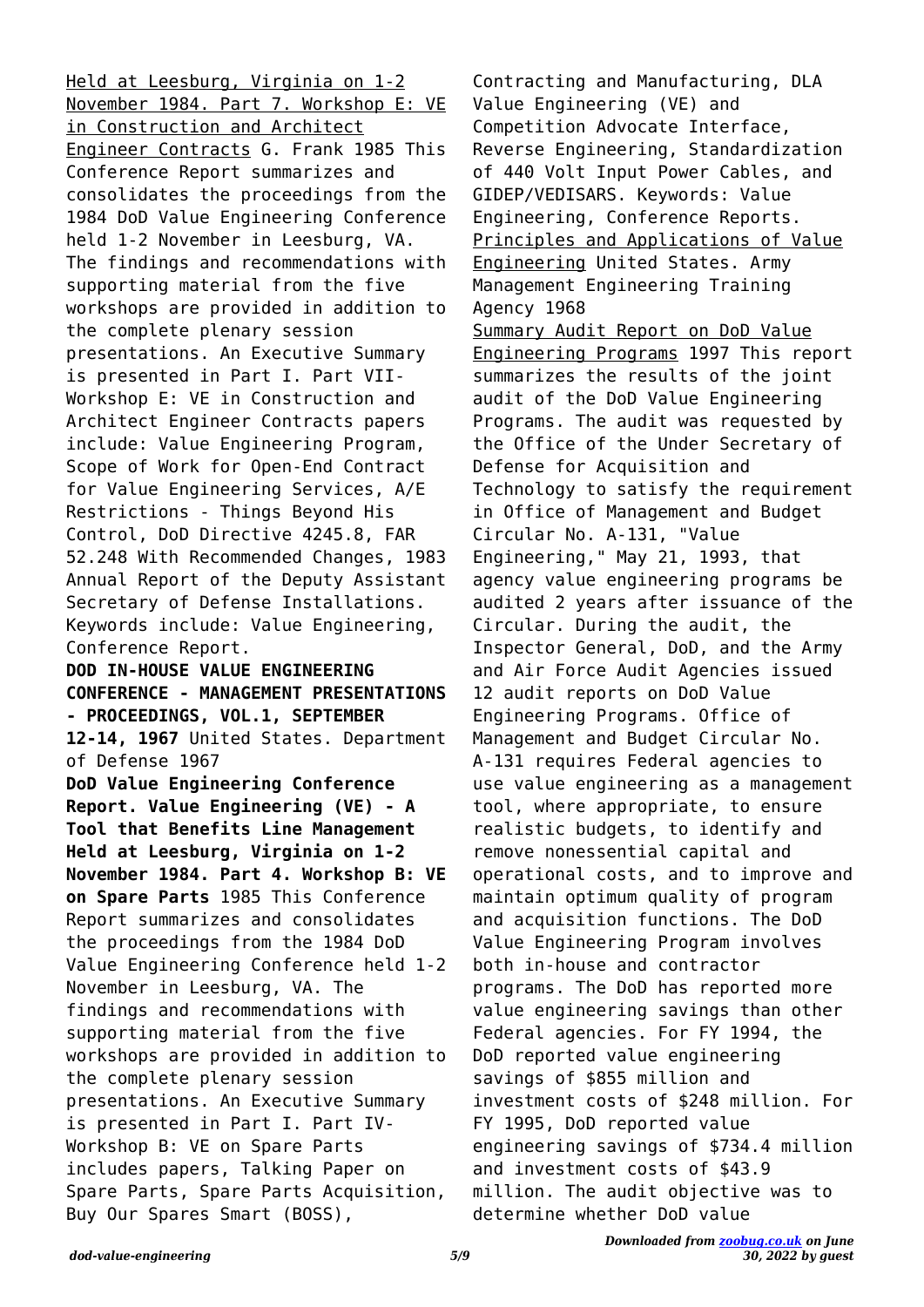Held at Leesburg, Virginia on 1-2 November 1984. Part 7. Workshop E: VE in Construction and Architect Engineer Contracts G. Frank 1985 This Conference Report summarizes and consolidates the proceedings from the 1984 DoD Value Engineering Conference held 1-2 November in Leesburg, VA. The findings and recommendations with supporting material from the five workshops are provided in addition to the complete plenary session presentations. An Executive Summary is presented in Part I. Part VII-Workshop E: VE in Construction and Architect Engineer Contracts papers include: Value Engineering Program, Scope of Work for Open-End Contract for Value Engineering Services, A/E Restrictions - Things Beyond His Control, DoD Directive 4245.8, FAR 52.248 With Recommended Changes, 1983 Annual Report of the Deputy Assistant Secretary of Defense Installations. Keywords include: Value Engineering, Conference Report.

**DOD IN-HOUSE VALUE ENGINEERING CONFERENCE - MANAGEMENT PRESENTATIONS - PROCEEDINGS, VOL.1, SEPTEMBER 12-14, 1967** United States. Department of Defense 1967

**DoD Value Engineering Conference Report. Value Engineering (VE) - A Tool that Benefits Line Management Held at Leesburg, Virginia on 1-2 November 1984. Part 4. Workshop B: VE on Spare Parts** 1985 This Conference Report summarizes and consolidates the proceedings from the 1984 DoD Value Engineering Conference held 1-2 November in Leesburg, VA. The findings and recommendations with supporting material from the five workshops are provided in addition to the complete plenary session presentations. An Executive Summary is presented in Part I. Part IV-Workshop B: VE on Spare Parts includes papers, Talking Paper on Spare Parts, Spare Parts Acquisition, Buy Our Spares Smart (BOSS), Contracting and Manufacturing, DLA Value Engineering (VE) and Competition Advocate Interface, Reverse Engineering, Standardization of 440 Volt Input Power Cables, and GIDEP/VEDISARS. Keywords: Value Engineering, Conference Reports.

Principles and Applications of Value Engineering United States. Army Management Engineering Training Agency 1968

Summary Audit Report on DoD Value Engineering Programs 1997 This report summarizes the results of the joint audit of the DoD Value Engineering Programs. The audit was requested by the Office of the Under Secretary of Defense for Acquisition and Technology to satisfy the requirement in Office of Management and Budget Circular No. A-131, "Value Engineering," May 21, 1993, that agency value engineering programs be audited 2 years after issuance of the Circular. During the audit, the Inspector General, DoD, and the Army and Air Force Audit Agencies issued 12 audit reports on DoD Value Engineering Programs. Office of Management and Budget Circular No. A-131 requires Federal agencies to use value engineering as a management tool, where appropriate, to ensure realistic budgets, to identify and remove nonessential capital and operational costs, and to improve and maintain optimum quality of program and acquisition functions. The DoD Value Engineering Program involves both in-house and contractor programs. The DoD has reported more value engineering savings than other Federal agencies. For FY 1994, the DoD reported value engineering savings of $855 million and investment costs of $248 million. For FY 1995, DoD reported value engineering savings of $734.4 million and investment costs of $43.9 million. The audit objective was to determine whether DoD value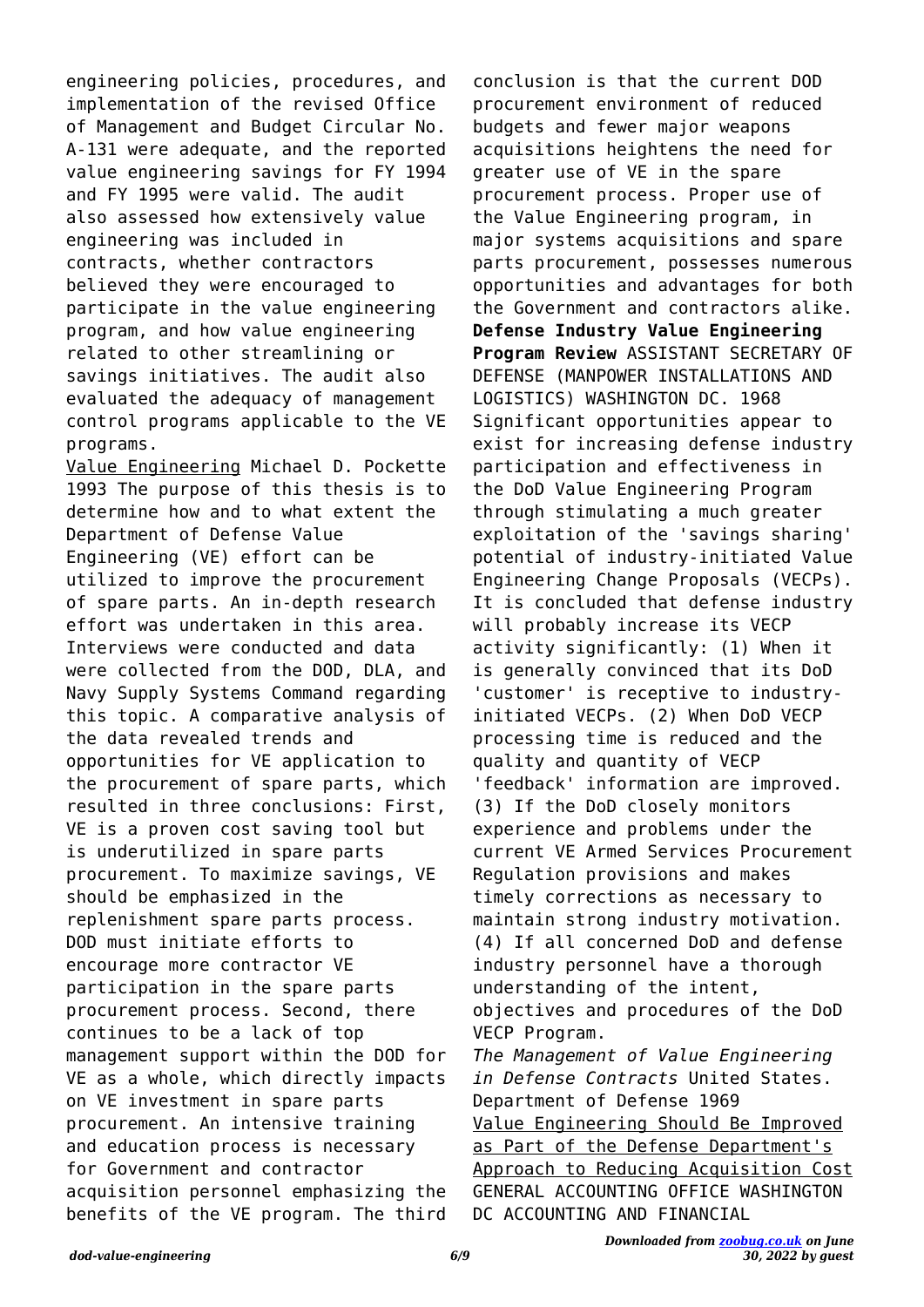engineering policies, procedures, and implementation of the revised Office of Management and Budget Circular No. A-131 were adequate, and the reported value engineering savings for FY 1994 and FY 1995 were valid. The audit also assessed how extensively value engineering was included in contracts, whether contractors believed they were encouraged to participate in the value engineering program, and how value engineering related to other streamlining or savings initiatives. The audit also evaluated the adequacy of management control programs applicable to the VE programs.

Value Engineering Michael D. Pockette 1993 The purpose of this thesis is to determine how and to what extent the Department of Defense Value Engineering (VE) effort can be utilized to improve the procurement of spare parts. An in-depth research effort was undertaken in this area. Interviews were conducted and data were collected from the DOD, DLA, and Navy Supply Systems Command regarding this topic. A comparative analysis of the data revealed trends and opportunities for VE application to the procurement of spare parts, which resulted in three conclusions: First, VE is a proven cost saving tool but is underutilized in spare parts procurement. To maximize savings, VE should be emphasized in the replenishment spare parts process. DOD must initiate efforts to encourage more contractor VE participation in the spare parts procurement process. Second, there continues to be a lack of top management support within the DOD for VE as a whole, which directly impacts on VE investment in spare parts procurement. An intensive training and education process is necessary for Government and contractor acquisition personnel emphasizing the benefits of the VE program. The third conclusion is that the current DOD procurement environment of reduced budgets and fewer major weapons acquisitions heightens the need for greater use of VE in the spare procurement process. Proper use of the Value Engineering program, in major systems acquisitions and spare parts procurement, possesses numerous opportunities and advantages for both the Government and contractors alike.

**Defense Industry Value Engineering Program Review** ASSISTANT SECRETARY OF DEFENSE (MANPOWER INSTALLATIONS AND LOGISTICS) WASHINGTON DC. 1968 Significant opportunities appear to exist for increasing defense industry participation and effectiveness in the DoD Value Engineering Program through stimulating a much greater exploitation of the 'savings sharing' potential of industry-initiated Value Engineering Change Proposals (VECPs). It is concluded that defense industry will probably increase its VECP activity significantly: (1) When it is generally convinced that its DoD 'customer' is receptive to industry-initiated VECPs. (2) When DoD VECP processing time is reduced and the quality and quantity of VECP 'feedback' information are improved. (3) If the DoD closely monitors experience and problems under the current VE Armed Services Procurement Regulation provisions and makes timely corrections as necessary to maintain strong industry motivation. (4) If all concerned DoD and defense industry personnel have a thorough understanding of the intent, objectives and procedures of the DoD VECP Program.

*The Management of Value Engineering in Defense Contracts* United States. Department of Defense 1969

Value Engineering Should Be Improved as Part of the Defense Department's Approach to Reducing Acquisition Cost GENERAL ACCOUNTING OFFICE WASHINGTON DC ACCOUNTING AND FINANCIAL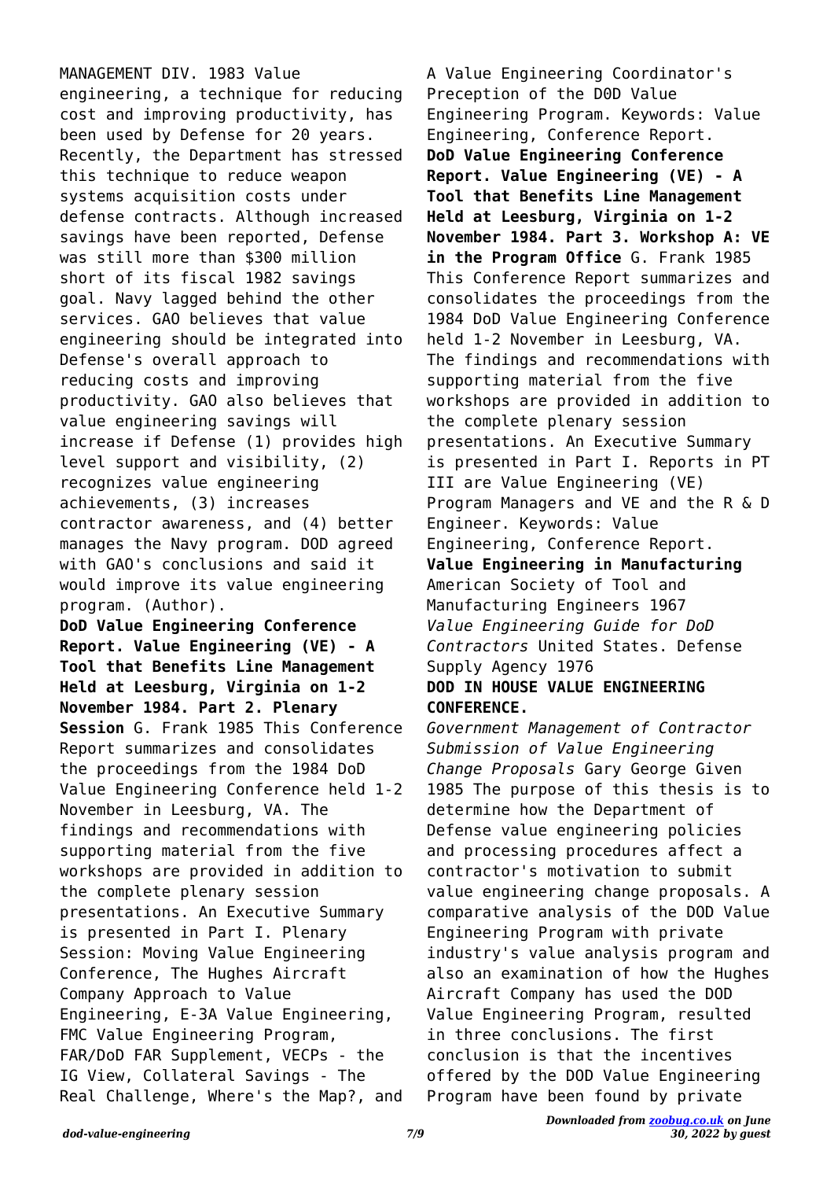MANAGEMENT DIV. 1983 Value engineering, a technique for reducing cost and improving productivity, has been used by Defense for 20 years. Recently, the Department has stressed this technique to reduce weapon systems acquisition costs under defense contracts. Although increased savings have been reported, Defense was still more than $300 million short of its fiscal 1982 savings goal. Navy lagged behind the other services. GAO believes that value engineering should be integrated into Defense's overall approach to reducing costs and improving productivity. GAO also believes that value engineering savings will increase if Defense (1) provides high level support and visibility, (2) recognizes value engineering achievements, (3) increases contractor awareness, and (4) better manages the Navy program. DOD agreed with GAO's conclusions and said it would improve its value engineering program. (Author).

**DoD Value Engineering Conference Report. Value Engineering (VE) - A Tool that Benefits Line Management Held at Leesburg, Virginia on 1-2 November 1984. Part 2. Plenary Session** G. Frank 1985 This Conference Report summarizes and consolidates the proceedings from the 1984 DoD Value Engineering Conference held 1-2 November in Leesburg, VA. The findings and recommendations with supporting material from the five workshops are provided in addition to the complete plenary session presentations. An Executive Summary is presented in Part I. Plenary Session: Moving Value Engineering Conference, The Hughes Aircraft Company Approach to Value Engineering, E-3A Value Engineering, FMC Value Engineering Program, FAR/DoD FAR Supplement, VECPs - the IG View, Collateral Savings - The Real Challenge, Where's the Map?, and A Value Engineering Coordinator's Preception of the D0D Value Engineering Program. Keywords: Value Engineering, Conference Report.

**DoD Value Engineering Conference Report. Value Engineering (VE) - A Tool that Benefits Line Management Held at Leesburg, Virginia on 1-2 November 1984. Part 3. Workshop A: VE in the Program Office** G. Frank 1985 This Conference Report summarizes and consolidates the proceedings from the 1984 DoD Value Engineering Conference held 1-2 November in Leesburg, VA. The findings and recommendations with supporting material from the five workshops are provided in addition to the complete plenary session presentations. An Executive Summary is presented in Part I. Reports in PT III are Value Engineering (VE) Program Managers and VE and the R & D Engineer. Keywords: Value Engineering, Conference Report.

**Value Engineering in Manufacturing** American Society of Tool and Manufacturing Engineers 1967

*Value Engineering Guide for DoD Contractors* United States. Defense Supply Agency 1976

**DOD IN HOUSE VALUE ENGINEERING CONFERENCE.**

*Government Management of Contractor Submission of Value Engineering Change Proposals* Gary George Given 1985 The purpose of this thesis is to determine how the Department of Defense value engineering policies and processing procedures affect a contractor's motivation to submit value engineering change proposals. A comparative analysis of the DOD Value Engineering Program with private industry's value analysis program and also an examination of how the Hughes Aircraft Company has used the DOD Value Engineering Program, resulted in three conclusions. The first conclusion is that the incentives offered by the DOD Value Engineering Program have been found by private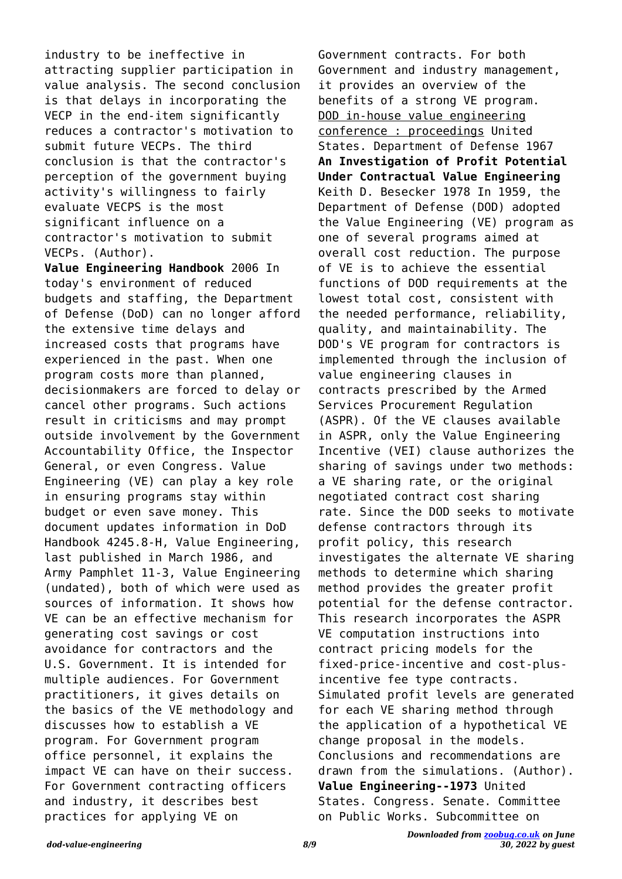industry to be ineffective in attracting supplier participation in value analysis. The second conclusion is that delays in incorporating the VECP in the end-item significantly reduces a contractor's motivation to submit future VECPs. The third conclusion is that the contractor's perception of the government buying activity's willingness to fairly evaluate VECPS is the most significant influence on a contractor's motivation to submit VECPs. (Author).

**Value Engineering Handbook** 2006 In today's environment of reduced budgets and staffing, the Department of Defense (DoD) can no longer afford the extensive time delays and increased costs that programs have experienced in the past. When one program costs more than planned, decisionmakers are forced to delay or cancel other programs. Such actions result in criticisms and may prompt outside involvement by the Government Accountability Office, the Inspector General, or even Congress. Value Engineering (VE) can play a key role in ensuring programs stay within budget or even save money. This document updates information in DoD Handbook 4245.8-H, Value Engineering, last published in March 1986, and Army Pamphlet 11-3, Value Engineering (undated), both of which were used as sources of information. It shows how VE can be an effective mechanism for generating cost savings or cost avoidance for contractors and the U.S. Government. It is intended for multiple audiences. For Government practitioners, it gives details on the basics of the VE methodology and discusses how to establish a VE program. For Government program office personnel, it explains the impact VE can have on their success. For Government contracting officers and industry, it describes best practices for applying VE on Government contracts. For both Government and industry management, it provides an overview of the benefits of a strong VE program.

DOD in-house value engineering conference : proceedings United States. Department of Defense 1967

**An Investigation of Profit Potential Under Contractual Value Engineering** Keith D. Besecker 1978 In 1959, the Department of Defense (DOD) adopted the Value Engineering (VE) program as one of several programs aimed at overall cost reduction. The purpose of VE is to achieve the essential functions of DOD requirements at the lowest total cost, consistent with the needed performance, reliability, quality, and maintainability. The DOD's VE program for contractors is implemented through the inclusion of value engineering clauses in contracts prescribed by the Armed Services Procurement Regulation (ASPR). Of the VE clauses available in ASPR, only the Value Engineering Incentive (VEI) clause authorizes the sharing of savings under two methods: a VE sharing rate, or the original negotiated contract cost sharing rate. Since the DOD seeks to motivate defense contractors through its profit policy, this research investigates the alternate VE sharing methods to determine which sharing method provides the greater profit potential for the defense contractor. This research incorporates the ASPR VE computation instructions into contract pricing models for the fixed-price-incentive and cost-plus-incentive fee type contracts. Simulated profit levels are generated for each VE sharing method through the application of a hypothetical VE change proposal in the models. Conclusions and recommendations are drawn from the simulations. (Author).

**Value Engineering--1973** United States. Congress. Senate. Committee on Public Works. Subcommittee on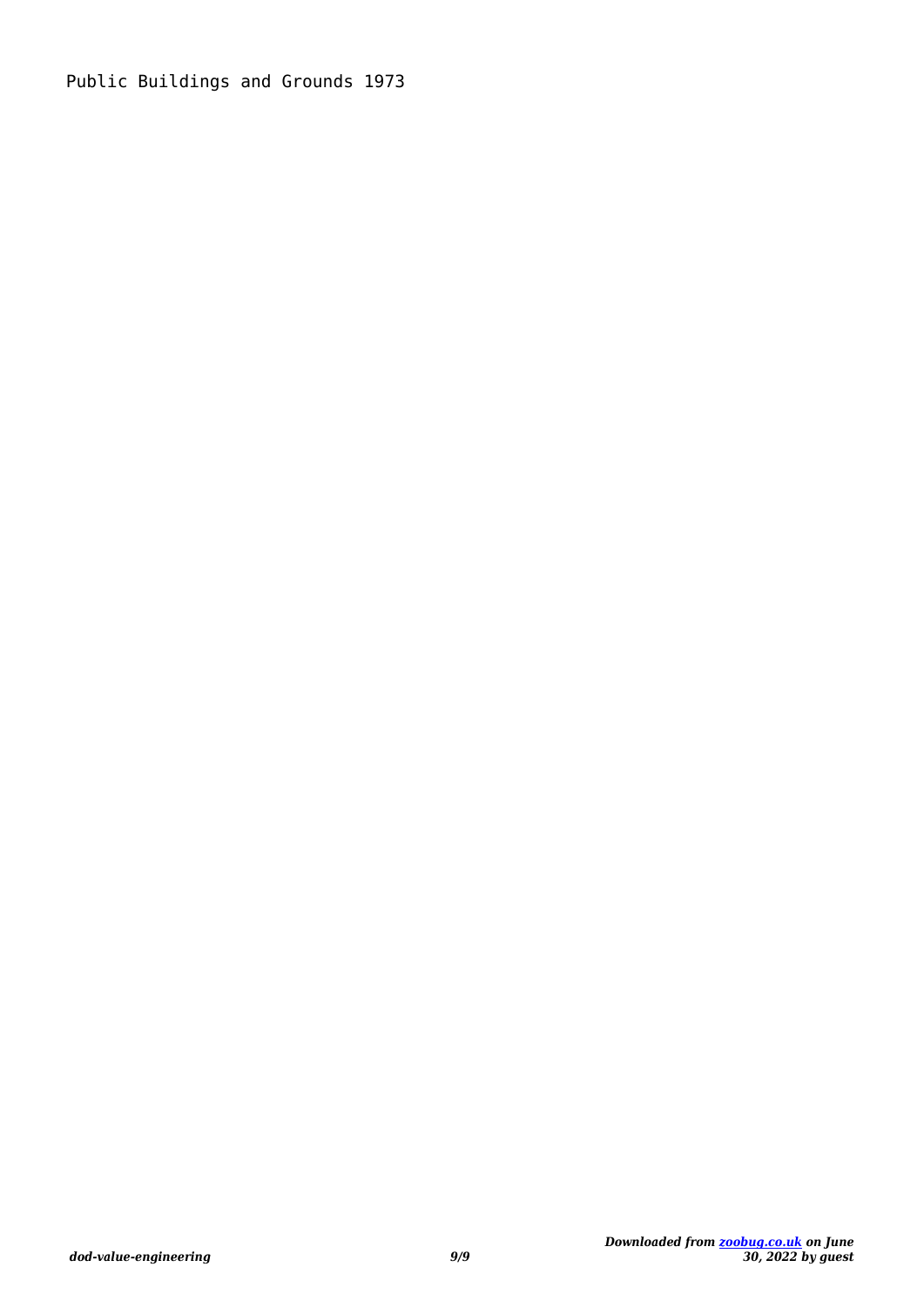Public Buildings and Grounds 1973